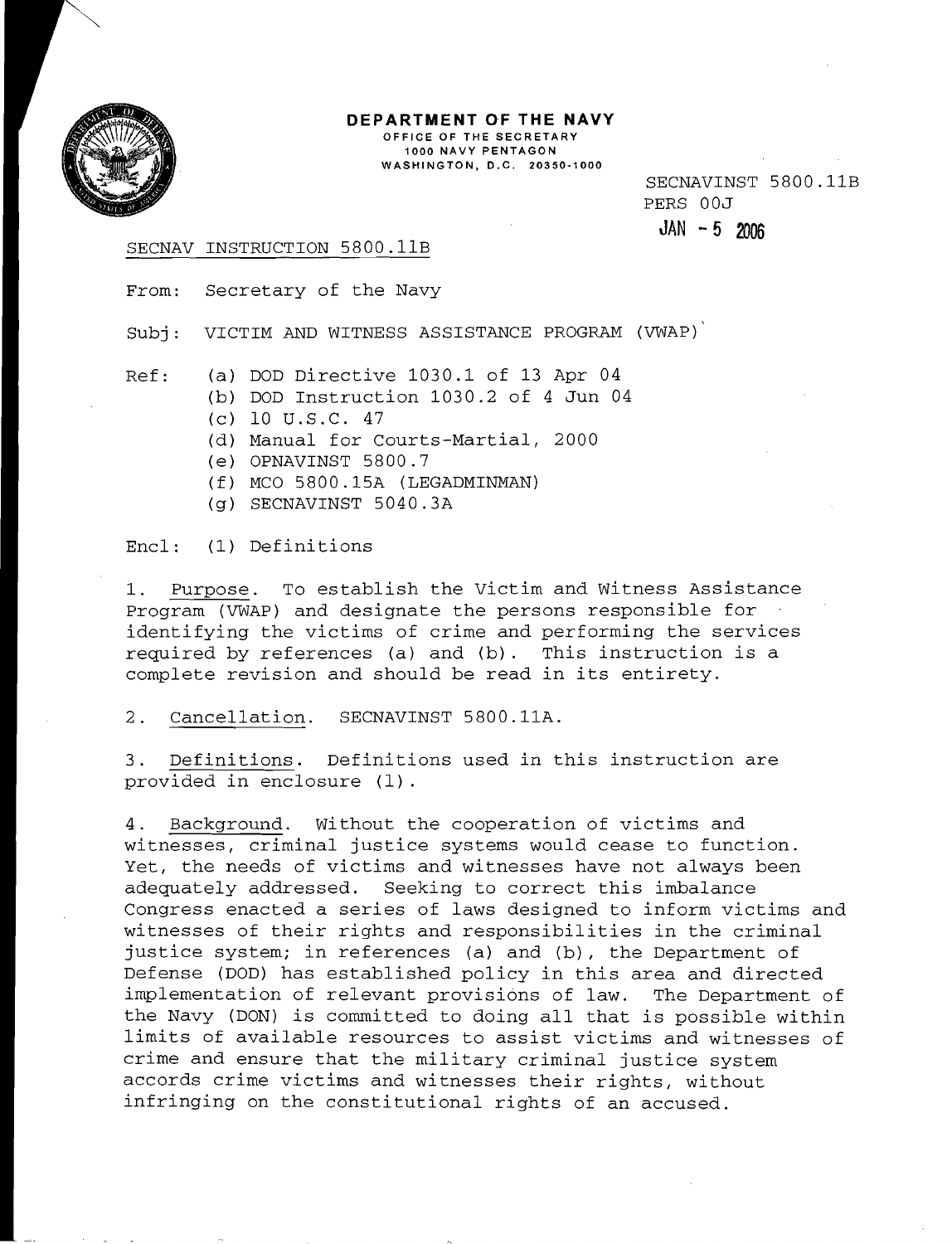**DEPARTMENT OF THE NAVY**
OFFICE OF THE SECRETARY
1000 NAVY PENTAGON
WASHINGTON, D.C. 20350-1000

SECNAVINST 5800.11B
PERS 00J
JAN - 5 2006

SECNAV INSTRUCTION 5800.11B

From: Secretary of the Navy

Subj: VICTIM AND WITNESS ASSISTANCE PROGRAM (VWAP)

Ref:
- (a) DOD Directive 1030.1 of 13 Apr 04
- (b) DOD Instruction 1030.2 of 4 Jun 04
- (c) 10 U.S.C. 47
- (d) Manual for Courts-Martial, 2000
- (e) OPNAVINST 5800.7
- (f) MCO 5800.15A (LEGADMINMAN)
- (g) SECNAVINST 5040.3A

Encl: (1) Definitions

1. Purpose. To establish the Victim and Witness Assistance Program (VWAP) and designate the persons responsible for identifying the victims of crime and performing the services required by references (a) and (b). This instruction is a complete revision and should be read in its entirety.

2. Cancellation. SECNAVINST 5800.11A.

3. Definitions. Definitions used in this instruction are provided in enclosure (1).

4. Background. Without the cooperation of victims and witnesses, criminal justice systems would cease to function. Yet, the needs of victims and witnesses have not always been adequately addressed. Seeking to correct this imbalance Congress enacted a series of laws designed to inform victims and witnesses of their rights and responsibilities in the criminal justice system; in references (a) and (b), the Department of Defense (DOD) has established policy in this area and directed implementation of relevant provisions of law. The Department of the Navy (DON) is committed to doing all that is possible within limits of available resources to assist victims and witnesses of crime and ensure that the military criminal justice system accords crime victims and witnesses their rights, without infringing on the constitutional rights of an accused.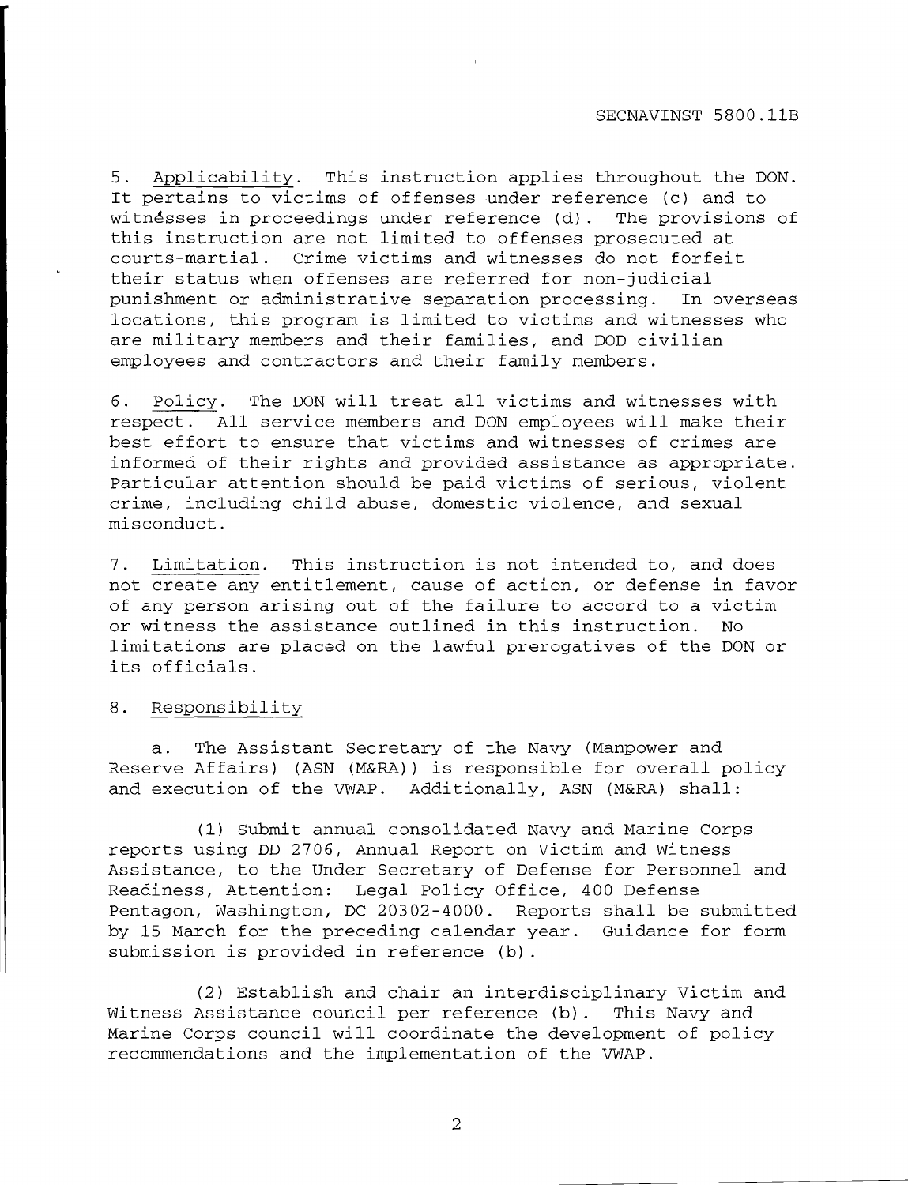5. Applicability. This instruction applies throughout the DON. It pertains to victims of offenses under reference (c) and to witnesses in proceedings under reference (d). The provisions of this instruction are not limited to offenses prosecuted at courts-martial. Crime victims and witnesses do not forfeit their status when offenses are referred for non-judicial punishment or administrative separation processing. In overseas locations, this program is limited to victims and witnesses who are military members and their families, and DOD civilian employees and contractors and their family members.

6. Policy. The DON will treat all victims and witnesses with respect. All service members and DON employees will make their best effort to ensure that victims and witnesses of crimes are informed of their rights and provided assistance as appropriate. Particular attention should be paid victims of serious, violent crime, including child abuse, domestic violence, and sexual misconduct.

7. Limitation. This instruction is not intended to, and does not create any entitlement, cause of action, or defense in favor of any person arising out of the failure to accord to a victim or witness the assistance outlined in this instruction. No limitations are placed on the lawful prerogatives of the DON or its officials.

8. Responsibility

a. The Assistant Secretary of the Navy (Manpower and Reserve Affairs) (ASN (M&RA)) is responsible for overall policy and execution of the VWAP. Additionally, ASN (M&RA) shall:

(1) Submit annual consolidated Navy and Marine Corps reports using DD 2706, Annual Report on Victim and Witness Assistance, to the Under Secretary of Defense for Personnel and Readiness, Attention: Legal Policy Office, 400 Defense Pentagon, Washington, DC 20302-4000. Reports shall be submitted by 15 March for the preceding calendar year. Guidance for form submission is provided in reference (b).

(2) Establish and chair an interdisciplinary Victim and Witness Assistance council per reference (b). This Navy and Marine Corps council will coordinate the development of policy recommendations and the implementation of the VWAP.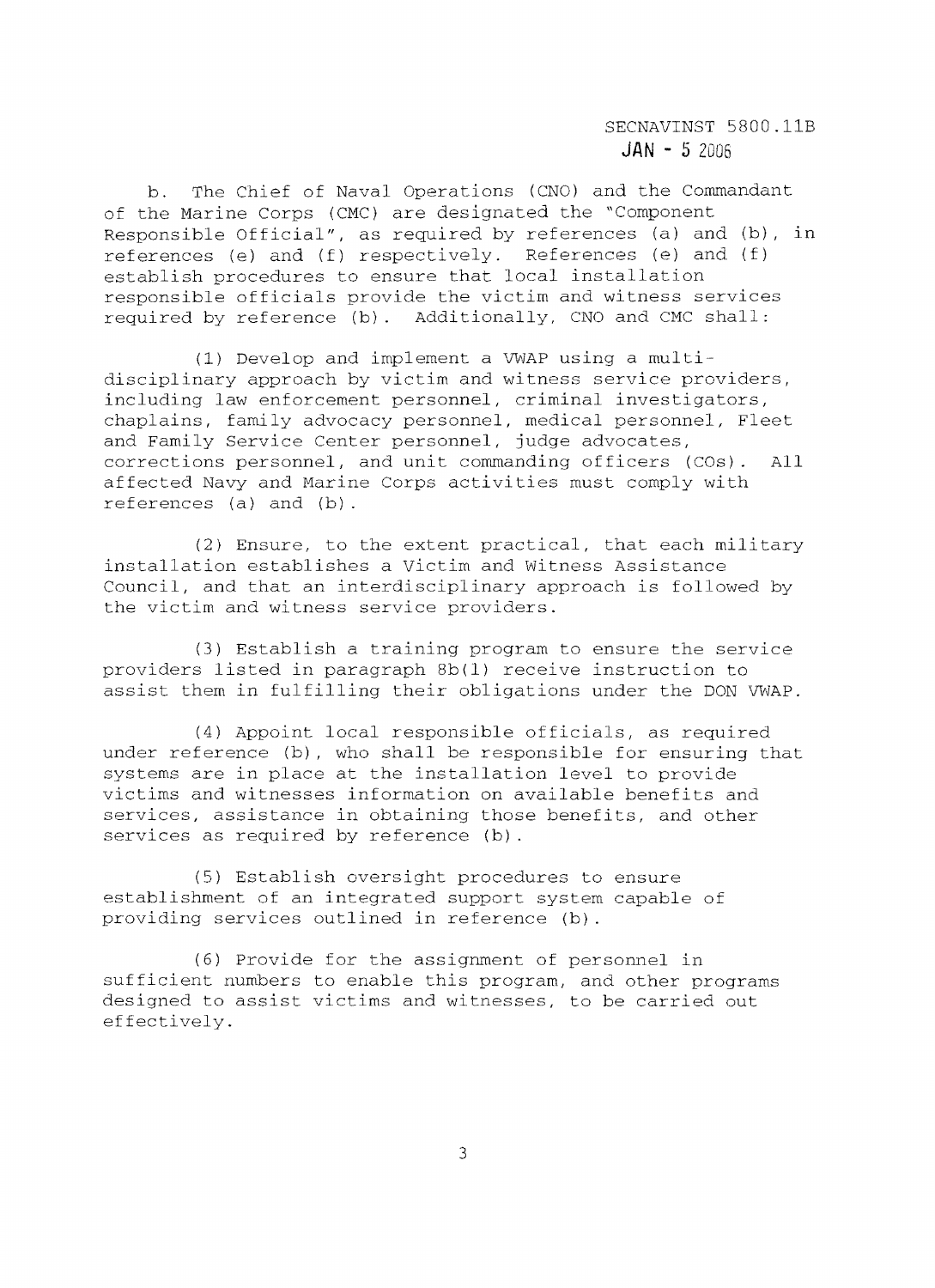b. The Chief of Naval Operations (CNO) and the Commandant of the Marine Corps (CMC) are designated the "Component Responsible Official", as required by references (a) and (b), in references (e) and (f) respectively. References (e) and (f) establish procedures to ensure that local installation responsible officials provide the victim and witness services required by reference (b). Additionally, CNO and CMC shall:

(1) Develop and implement a VWAP using a multi-disciplinary approach by victim and witness service providers, including law enforcement personnel, criminal investigators, chaplains, family advocacy personnel, medical personnel, Fleet and Family Service Center personnel, judge advocates, corrections personnel, and unit commanding officers (COs). All affected Navy and Marine Corps activities must comply with references (a) and (b).

(2) Ensure, to the extent practical, that each military installation establishes a Victim and Witness Assistance Council, and that an interdisciplinary approach is followed by the victim and witness service providers.

(3) Establish a training program to ensure the service providers listed in paragraph 8b(1) receive instruction to assist them in fulfilling their obligations under the DON VWAP.

(4) Appoint local responsible officials, as required under reference (b), who shall be responsible for ensuring that systems are in place at the installation level to provide victims and witnesses information on available benefits and services, assistance in obtaining those benefits, and other services as required by reference (b).

(5) Establish oversight procedures to ensure establishment of an integrated support system capable of providing services outlined in reference (b).

(6) Provide for the assignment of personnel in sufficient numbers to enable this program, and other programs designed to assist victims and witnesses, to be carried out effectively.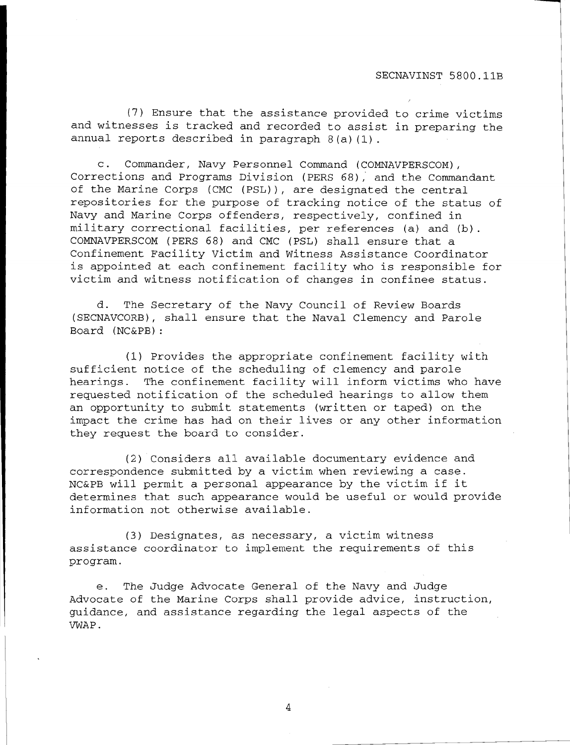(7) Ensure that the assistance provided to crime victims and witnesses is tracked and recorded to assist in preparing the annual reports described in paragraph 8(a)(1).

c. Commander, Navy Personnel Command (COMNAVPERSCOM), Corrections and Programs Division (PERS 68), and the Commandant of the Marine Corps (CMC (PSL)), are designated the central repositories for the purpose of tracking notice of the status of Navy and Marine Corps offenders, respectively, confined in military correctional facilities, per references (a) and (b). COMNAVPERSCOM (PERS 68) and CMC (PSL) shall ensure that a Confinement Facility Victim and Witness Assistance Coordinator is appointed at each confinement facility who is responsible for victim and witness notification of changes in confinee status.

d. The Secretary of the Navy Council of Review Boards (SECNAVCORB), shall ensure that the Naval Clemency and Parole Board (NC&PB):

(1) Provides the appropriate confinement facility with sufficient notice of the scheduling of clemency and parole hearings. The confinement facility will inform victims who have requested notification of the scheduled hearings to allow them an opportunity to submit statements (written or taped) on the impact the crime has had on their lives or any other information they request the board to consider.

(2) Considers all available documentary evidence and correspondence submitted by a victim when reviewing a case. NC&PB will permit a personal appearance by the victim if it determines that such appearance would be useful or would provide information not otherwise available.

(3) Designates, as necessary, a victim witness assistance coordinator to implement the requirements of this program.

e. The Judge Advocate General of the Navy and Judge Advocate of the Marine Corps shall provide advice, instruction, guidance, and assistance regarding the legal aspects of the VWAP.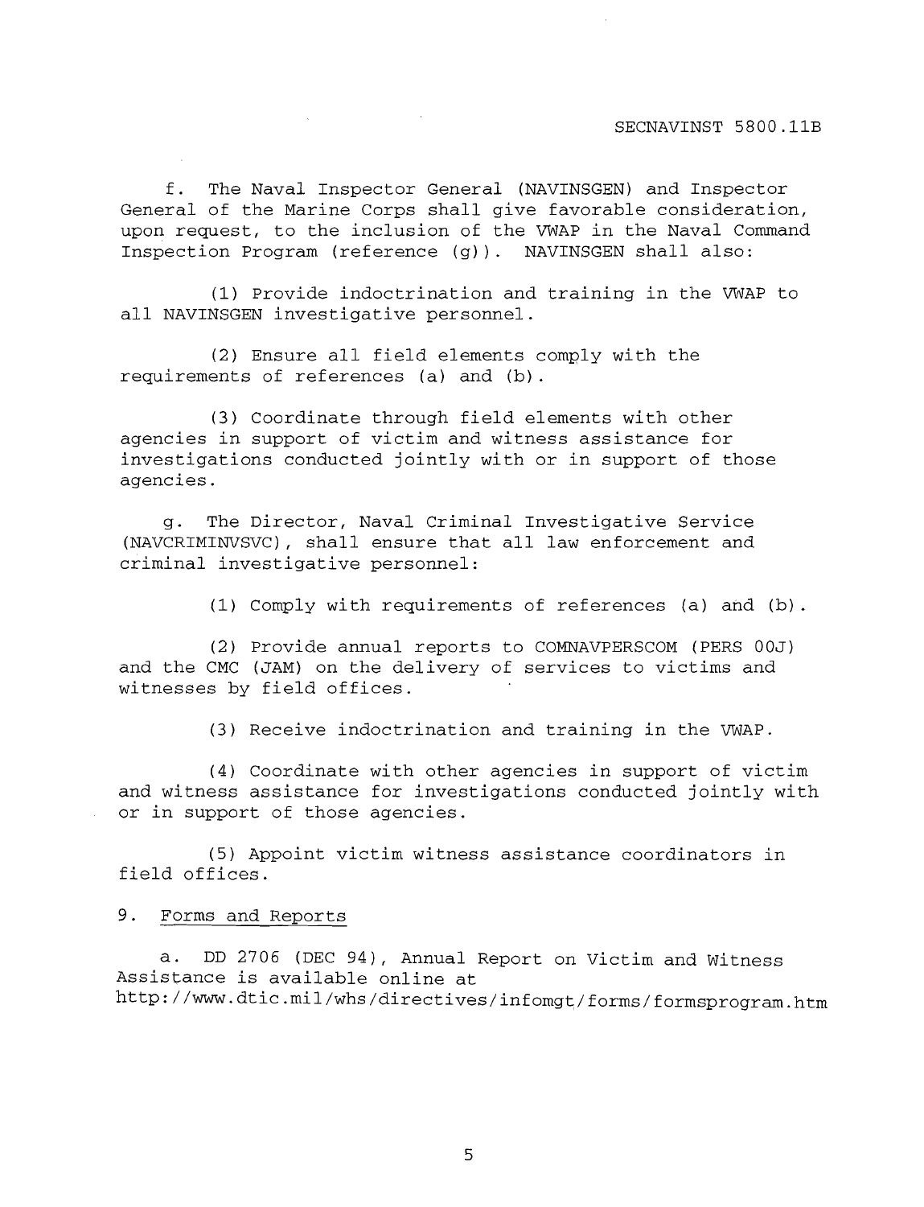f. The Naval Inspector General (NAVINSGEN) and Inspector General of the Marine Corps shall give favorable consideration, upon request, to the inclusion of the VWAP in the Naval Command Inspection Program (reference (g)). NAVINSGEN shall also:

(1) Provide indoctrination and training in the VWAP to all NAVINSGEN investigative personnel.

(2) Ensure all field elements comply with the requirements of references (a) and (b).

(3) Coordinate through field elements with other agencies in support of victim and witness assistance for investigations conducted jointly with or in support of those agencies.

g. The Director, Naval Criminal Investigative Service (NAVCRIMINVSVC), shall ensure that all law enforcement and criminal investigative personnel:

(1) Comply with requirements of references (a) and (b).

(2) Provide annual reports to COMNAVPERSCOM (PERS 00J) and the CMC (JAM) on the delivery of services to victims and witnesses by field offices.

(3) Receive indoctrination and training in the VWAP.

(4) Coordinate with other agencies in support of victim and witness assistance for investigations conducted jointly with or in support of those agencies.

(5) Appoint victim witness assistance coordinators in field offices.

9. Forms and Reports

a. DD 2706 (DEC 94), Annual Report on Victim and Witness Assistance is available online at http://www.dtic.mil/whs/directives/infomgt/forms/formsprogram.htm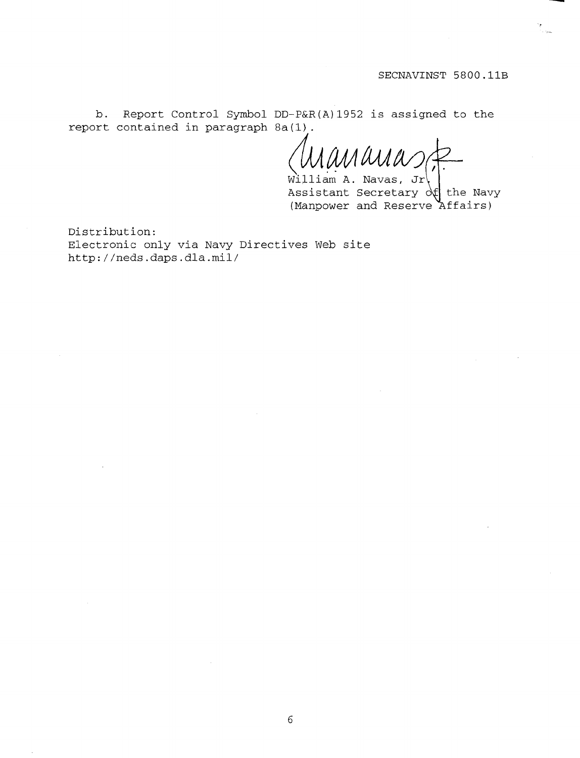b. Report Control Symbol DD-P&R(A)1952 is assigned to the report contained in paragraph 8a(1).

William A. Navas, Jr.
Assistant Secretary of the Navy
(Manpower and Reserve Affairs)

Distribution:
Electronic only via Navy Directives Web site
http://neds.daps.dla.mil/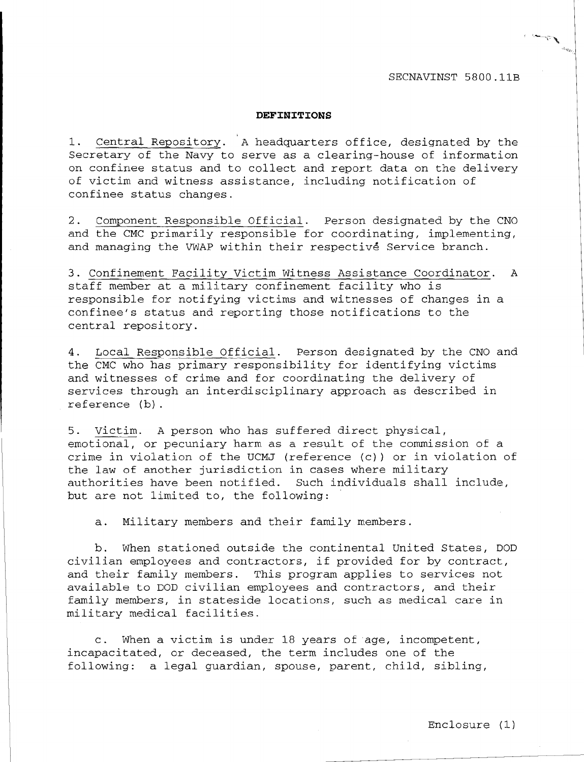## DEFINITIONS

1. Central Repository. A headquarters office, designated by the Secretary of the Navy to serve as a clearing-house of information on confinee status and to collect and report data on the delivery of victim and witness assistance, including notification of confinee status changes.

2. Component Responsible Official. Person designated by the CNO and the CMC primarily responsible for coordinating, implementing, and managing the VWAP within their respective Service branch.

3. Confinement Facility Victim Witness Assistance Coordinator. A staff member at a military confinement facility who is responsible for notifying victims and witnesses of changes in a confinee's status and reporting those notifications to the central repository.

4. Local Responsible Official. Person designated by the CNO and the CMC who has primary responsibility for identifying victims and witnesses of crime and for coordinating the delivery of services through an interdisciplinary approach as described in reference (b).

5. Victim. A person who has suffered direct physical, emotional, or pecuniary harm as a result of the commission of a crime in violation of the UCMJ (reference (c)) or in violation of the law of another jurisdiction in cases where military authorities have been notified. Such individuals shall include, but are not limited to, the following:

a. Military members and their family members.

b. When stationed outside the continental United States, DOD civilian employees and contractors, if provided for by contract, and their family members. This program applies to services not available to DOD civilian employees and contractors, and their family members, in stateside locations, such as medical care in military medical facilities.

c. When a victim is under 18 years of age, incompetent, incapacitated, or deceased, the term includes one of the following: a legal guardian, spouse, parent, child, sibling,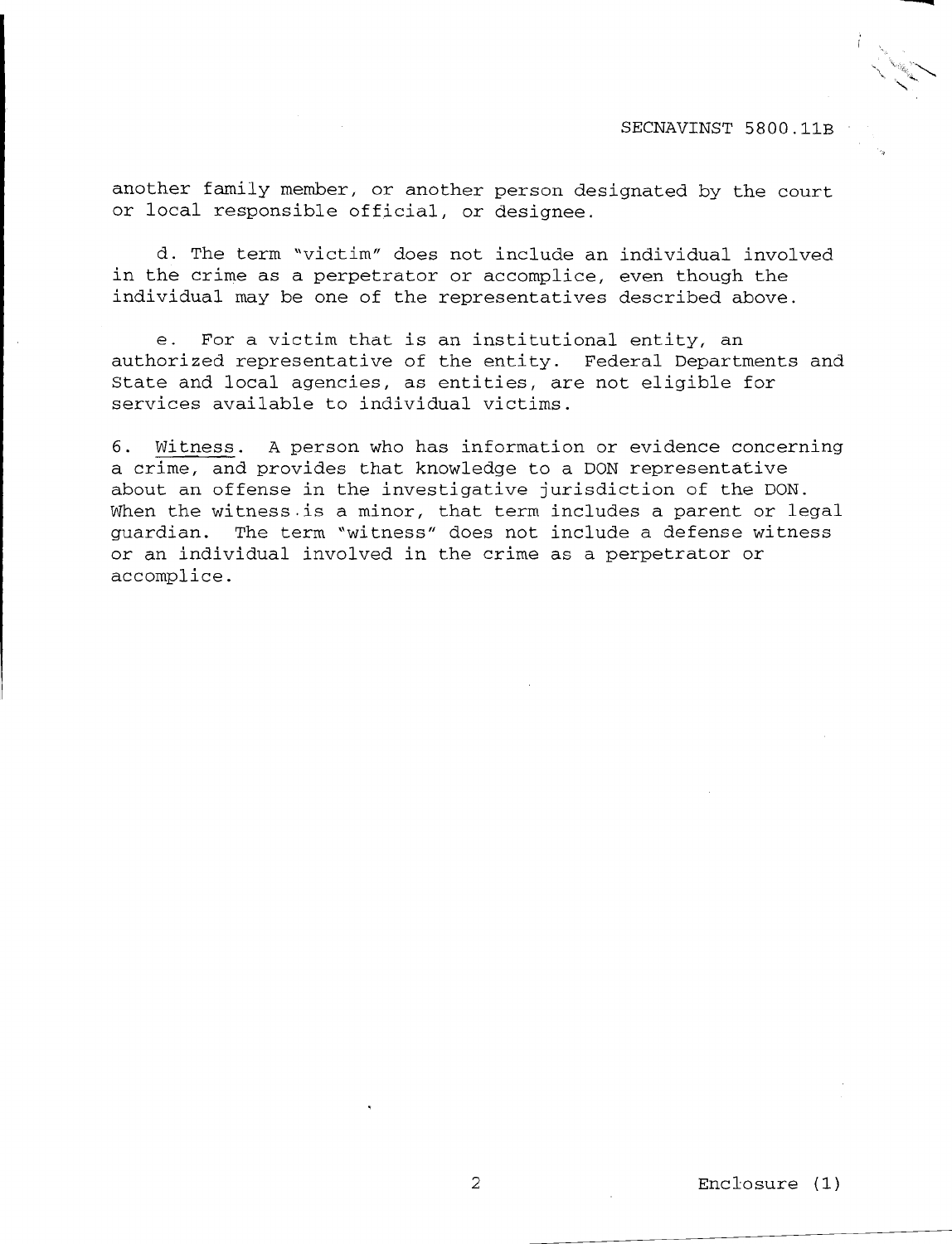another family member, or another person designated by the court or local responsible official, or designee.

d. The term "victim" does not include an individual involved in the crime as a perpetrator or accomplice, even though the individual may be one of the representatives described above.

e. For a victim that is an institutional entity, an authorized representative of the entity. Federal Departments and State and local agencies, as entities, are not eligible for services available to individual victims.

6. Witness. A person who has information or evidence concerning a crime, and provides that knowledge to a DON representative about an offense in the investigative jurisdiction of the DON. When the witness is a minor, that term includes a parent or legal guardian. The term "witness" does not include a defense witness or an individual involved in the crime as a perpetrator or accomplice.